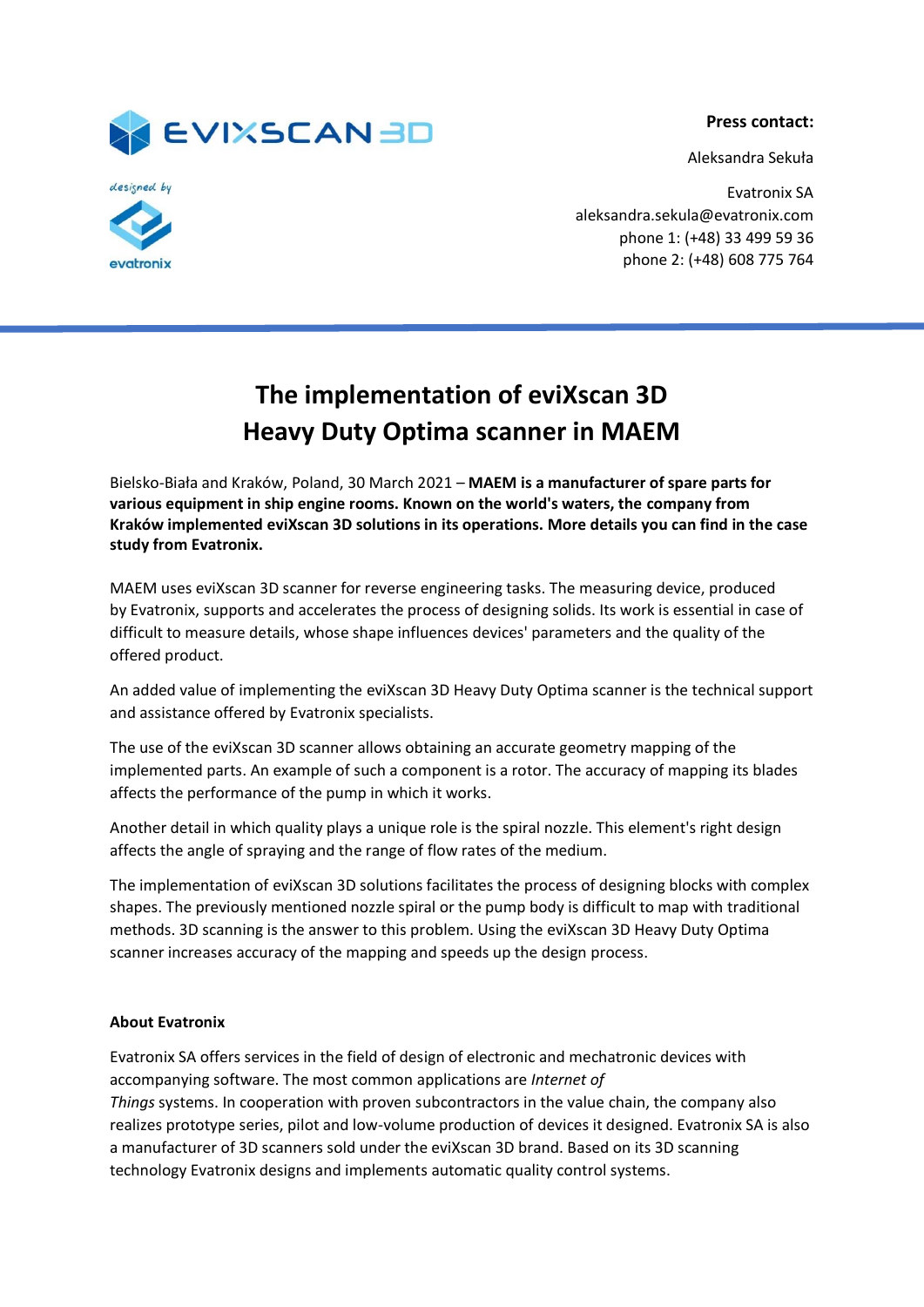**Press contact:**

Aleksandra Sekuła

Evatronix SA
aleksandra.sekula@evatronix.com
phone 1: (+48) 33 499 59 36
phone 2: (+48) 608 775 764

# The implementation of eviXscan 3D Heavy Duty Optima scanner in MAEM

Bielsko-Biała and Kraków, Poland, 30 March 2021 – **MAEM is a manufacturer of spare parts for various equipment in ship engine rooms. Known on the world's waters, the company from Kraków implemented eviXscan 3D solutions in its operations. More details you can find in the case study from Evatronix.**

MAEM uses eviXscan 3D scanner for reverse engineering tasks. The measuring device, produced by Evatronix, supports and accelerates the process of designing solids. Its work is essential in case of difficult to measure details, whose shape influences devices' parameters and the quality of the offered product.

An added value of implementing the eviXscan 3D Heavy Duty Optima scanner is the technical support and assistance offered by Evatronix specialists.

The use of the eviXscan 3D scanner allows obtaining an accurate geometry mapping of the implemented parts. An example of such a component is a rotor. The accuracy of mapping its blades affects the performance of the pump in which it works.

Another detail in which quality plays a unique role is the spiral nozzle. This element's right design affects the angle of spraying and the range of flow rates of the medium.

The implementation of eviXscan 3D solutions facilitates the process of designing blocks with complex shapes. The previously mentioned nozzle spiral or the pump body is difficult to map with traditional methods. 3D scanning is the answer to this problem. Using the eviXscan 3D Heavy Duty Optima scanner increases accuracy of the mapping and speeds up the design process.

**About Evatronix**

Evatronix SA offers services in the field of design of electronic and mechatronic devices with accompanying software. The most common applications are *Internet of Things* systems. In cooperation with proven subcontractors in the value chain, the company also realizes prototype series, pilot and low-volume production of devices it designed. Evatronix SA is also a manufacturer of 3D scanners sold under the eviXscan 3D brand. Based on its 3D scanning technology Evatronix designs and implements automatic quality control systems.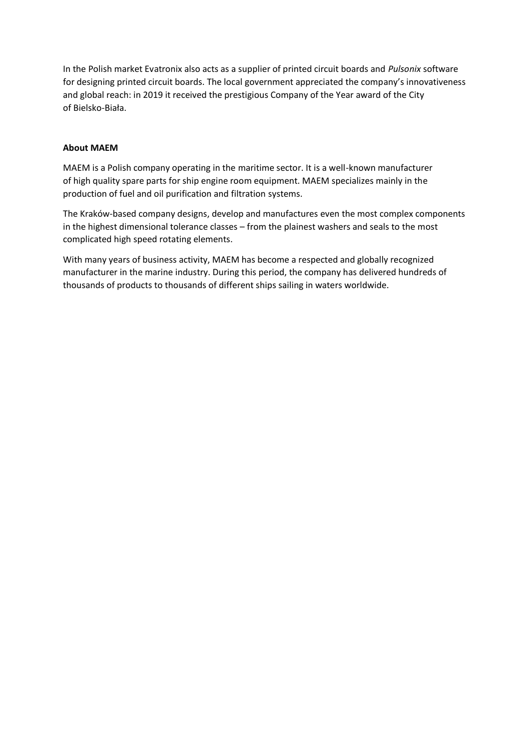In the Polish market Evatronix also acts as a supplier of printed circuit boards and *Pulsonix* software for designing printed circuit boards. The local government appreciated the company's innovativeness and global reach: in 2019 it received the prestigious Company of the Year award of the City of Bielsko-Biała.

**About MAEM**

MAEM is a Polish company operating in the maritime sector. It is a well-known manufacturer of high quality spare parts for ship engine room equipment. MAEM specializes mainly in the production of fuel and oil purification and filtration systems.

The Kraków-based company designs, develop and manufactures even the most complex components in the highest dimensional tolerance classes – from the plainest washers and seals to the most complicated high speed rotating elements.

With many years of business activity, MAEM has become a respected and globally recognized manufacturer in the marine industry. During this period, the company has delivered hundreds of thousands of products to thousands of different ships sailing in waters worldwide.